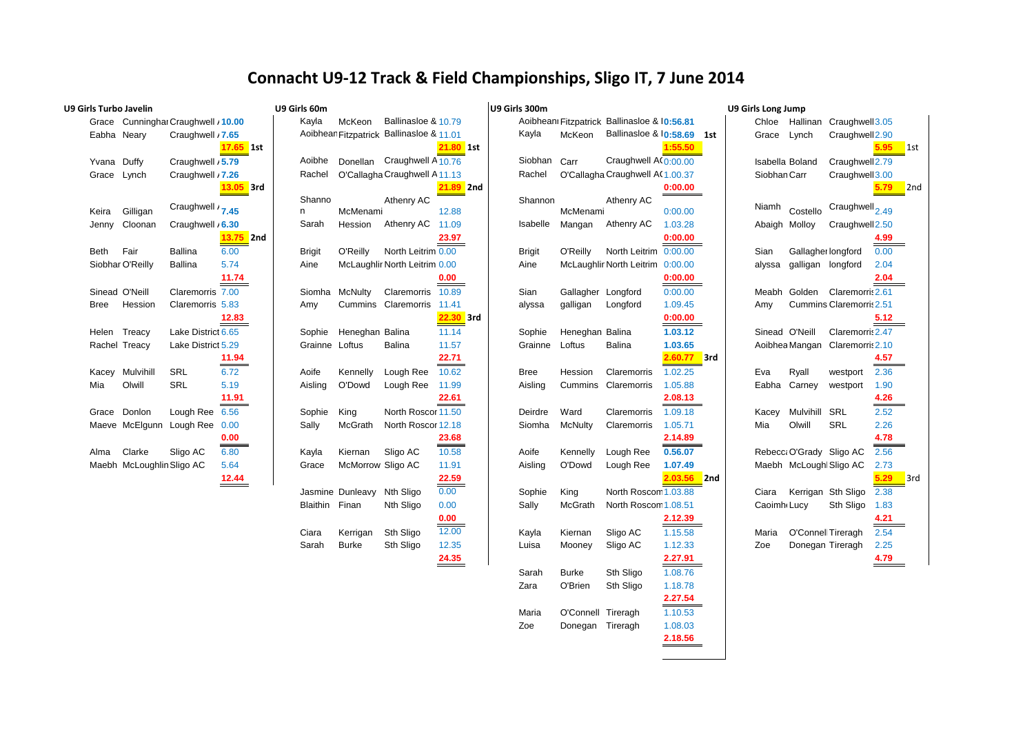# Connacht U9-12 Track & Field Championships, Sligo IT, 7 June 2014

### U9 Girls Turbo Javelin

| | | | | |
|---|---|---|---|---|
| Grace | Cunninghan | Craughwell A | 10.00 | |
| Eabha | Neary | Craughwell A | 7.65 | |
| | | | 17.65 | 1st |
| Yvana | Duffy | Craughwell A | 5.79 | |
| Grace | Lynch | Craughwell A | 7.26 | |
| | | | 13.05 | 3rd |
| Keira | Gilligan | Craughwell A | 7.45 | |
| Jenny | Cloonan | Craughwell A | 6.30 | |
| | | | 13.75 | 2nd |
| Beth | Fair | Ballina | 6.00 | |
| Siobhan | O'Reilly | Ballina | 5.74 | |
| | | | 11.74 | |
| Sinead | O'Neill | Claremorris | 7.00 | |
| Bree | Hession | Claremorris | 5.83 | |
| | | | 12.83 | |
| Helen | Treacy | Lake District | 6.65 | |
| Rachel | Treacy | Lake District | 5.29 | |
| | | | 11.94 | |
| Kacey | Mulvihill | SRL | 6.72 | |
| Mia | Olwill | SRL | 5.19 | |
| | | | 11.91 | |
| Grace | Donlon | Lough Ree | 6.56 | |
| Maeve | McElgunn | Lough Ree | 0.00 | |
| | | | 0.00 | |
| Alma | Clarke | Sligo AC | 6.80 | |
| Maebh | McLoughlin | Sligo AC | 5.64 | |
| | | | 12.44 | |

### U9 Girls 60m

| | | | | |
|---|---|---|---|---|
| Kayla | McKeon | Ballinasloe & | 10.79 | |
| Aoibheann | Fitzpatrick | Ballinasloe & | 11.01 | |
| | | | 21.80 | 1st |
| Aoibhe | Donellan | Craughwell A | 10.76 | |
| Rachel | O'Callagha | Craughwell A | 11.13 | |
| | | | 21.89 | 2nd |
| Shannon | McMenami | Athenry AC | 12.88 | |
| Sarah | Hession | Athenry AC | 11.09 | |
| | | | 23.97 | |
| Brigit | O'Reilly | North Leitrim | 0.00 | |
| Aine | McLaughlin | North Leitrim | 0.00 | |
| | | | 0.00 | |
| Siomha | McNulty | Claremorris | 10.89 | |
| Amy | Cummins | Claremorris | 11.41 | |
| | | | 22.30 | 3rd |
| Sophie | Heneghan | Balina | 11.14 | |
| Grainne | Loftus | Balina | 11.57 | |
| | | | 22.71 | |
| Aoife | Kennelly | Lough Ree | 10.62 | |
| Aisling | O'Dowd | Lough Ree | 11.99 | |
| | | | 22.61 | |
| Sophie | King | North Roscor | 11.50 | |
| Sally | McGrath | North Roscor | 12.18 | |
| | | | 23.68 | |
| Kayla | Kiernan | Sligo AC | 10.58 | |
| Grace | McMorrow | Sligo AC | 11.91 | |
| | | | 22.59 | |
| Jasmine | Dunleavy | Nth Sligo | 0.00 | |
| Blaithin | Finan | Nth Sligo | 0.00 | |
| | | | 0.00 | |
| Ciara | Kerrigan | Sth Sligo | 12.00 | |
| Sarah | Burke | Sth Sligo | 12.35 | |
| | | | 24.35 | |

### U9 Girls 300m

| | | | | |
|---|---|---|---|---|
| Aoibheann | Fitzpatrick | Ballinasloe & | 0:56.81 | |
| Kayla | McKeon | Ballinasloe & | 0:58.69 | 1st |
| | | | 1:55.50 | |
| Siobhan | Carr | Craughwell AC | 0:00.00 | |
| Rachel | O'Callagha | Craughwell AC | 1.00.37 | |
| | | | 0:00.00 | |
| Shannon | McMenami | Athenry AC | 0:00.00 | |
| Isabelle | Mangan | Athenry AC | 1.03.28 | |
| | | | 0:00.00 | |
| Brigit | O'Reilly | North Leitrim | 0:00.00 | |
| Aine | McLaughlin | North Leitrim | 0:00.00 | |
| | | | 0:00.00 | |
| Sian | Gallagher | Longford | 0:00.00 | |
| alyssa | galligan | Longford | 1.09.45 | |
| | | | 0:00.00 | |
| Sophie | Heneghan | Balina | 1.03.12 | |
| Grainne | Loftus | Balina | 1.03.65 | |
| | | | 2.60.77 | 3rd |
| Bree | Hession | Claremorris | 1.02.25 | |
| Aisling | Cummins | Claremorris | 1.05.88 | |
| | | | 2.08.13 | |
| Deirdre | Ward | Claremorris | 1.09.18 | |
| Siomha | McNulty | Claremorris | 1.05.71 | |
| | | | 2.14.89 | |
| Aoife | Kennelly | Lough Ree | 0.56.07 | |
| Aisling | O'Dowd | Lough Ree | 1.07.49 | |
| | | | 2.03.56 | 2nd |
| Sophie | King | North Roscom | 1.03.88 | |
| Sally | McGrath | North Roscom | 1.08.51 | |
| | | | 2.12.39 | |
| Kayla | Kiernan | Sligo AC | 1.15.58 | |
| Luisa | Mooney | Sligo AC | 1.12.33 | |
| | | | 2.27.91 | |
| Sarah | Burke | Sth Sligo | 1.08.76 | |
| Zara | O'Brien | Sth Sligo | 1.18.78 | |
| | | | 2.27.54 | |
| Maria | O'Connell | Tireragh | 1.10.53 | |
| Zoe | Donegan | Tireragh | 1.08.03 | |
| | | | 2.18.56 | |

### U9 Girls Long Jump

| | | | | |
|---|---|---|---|---|
| Chloe | Hallinan | Craughwell | 3.05 | |
| Grace | Lynch | Craughwell | 2.90 | |
| | | | 5.95 | 1st |
| Isabella | Boland | Craughwell | 2.79 | |
| Siobhan | Carr | Craughwell | 3.00 | |
| | | | 5.79 | 2nd |
| Niamh | Costello | Craughwell | 2.49 | |
| Abaigh | Molloy | Craughwell | 2.50 | |
| | | | 4.99 | |
| Sian | Gallagher | longford | 0.00 | |
| alyssa | galligan | longford | 2.04 | |
| | | | 2.04 | |
| Meabh | Golden | Claremorris | 2.61 | |
| Amy | Cummins | Claremorris | 2.51 | |
| | | | 5.12 | |
| Sinead | O'Neill | Claremorris | 2.47 | |
| Aoibhea | Mangan | Claremorris | 2.10 | |
| | | | 4.57 | |
| Eva | Ryall | westport | 2.36 | |
| Eabha | Carney | westport | 1.90 | |
| | | | 4.26 | |
| Kacey | Mulvihill | SRL | 2.52 | |
| Mia | Olwill | SRL | 2.26 | |
| | | | 4.78 | |
| Rebecca | O'Grady | Sligo AC | 2.56 | |
| Maebh | McLoughl | Sligo AC | 2.73 | |
| | | | 5.29 | 3rd |
| Ciara | Kerrigan | Sth Sligo | 2.38 | |
| Caoimhe | Lucy | Sth Sligo | 1.83 | |
| | | | 4.21 | |
| Maria | O'Connell | Tireragh | 2.54 | |
| Zoe | Donegan | Tireragh | 2.25 | |
| | | | 4.79 | |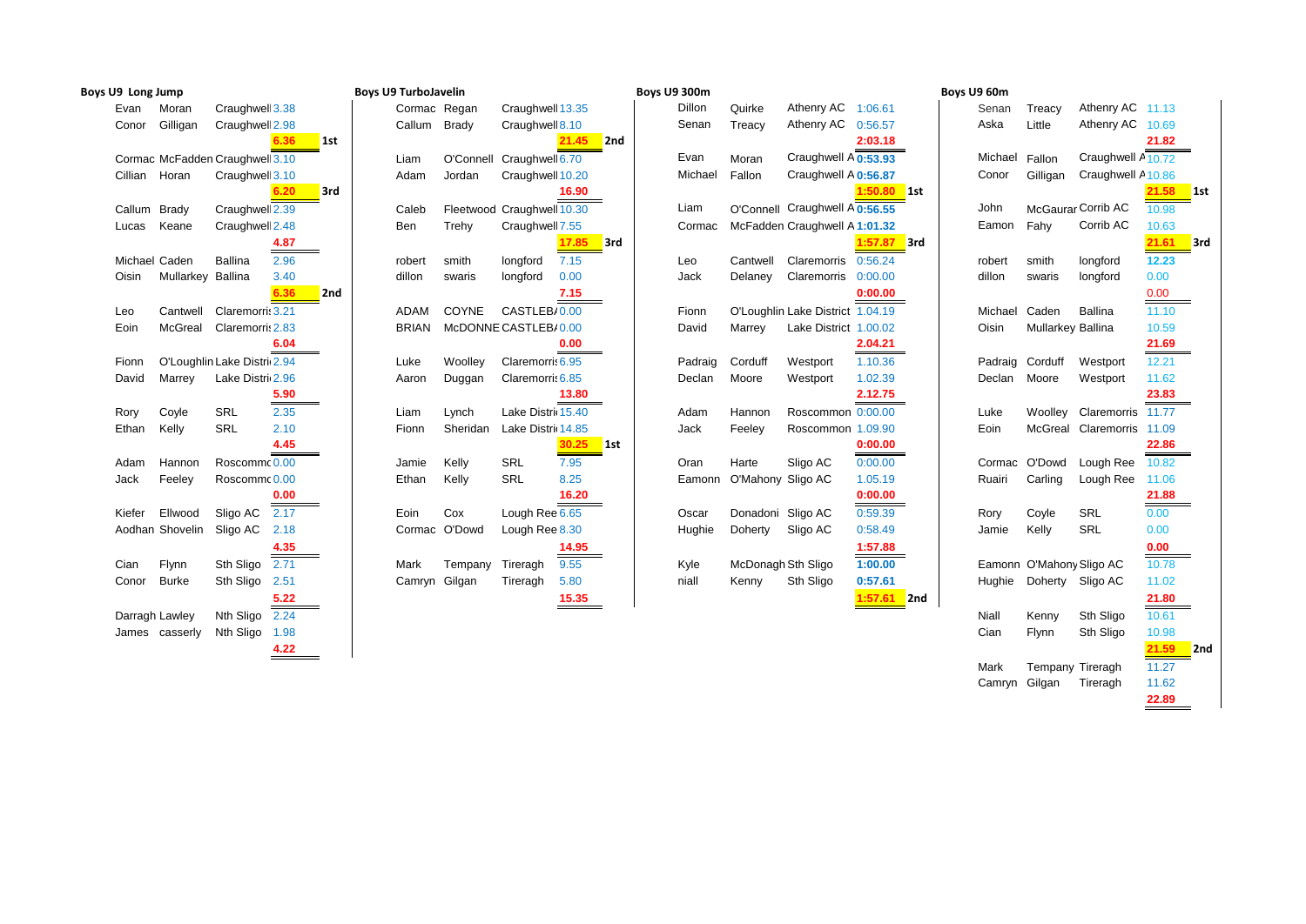## Boys U9 Long Jump

| First Name | Surname | Club | Result | Place |
|---|---|---|---|---|
| Evan | Moran | Craughwell | 3.38 | |
| Conor | Gilligan | Craughwell | 2.98 | |
| | | | 6.36 | 1st |
| Cormac | McFadden | Craughwell | 3.10 | |
| Cillian | Horan | Craughwell | 3.10 | |
| | | | 6.20 | 3rd |
| Callum | Brady | Craughwell | 2.39 | |
| Lucas | Keane | Craughwell | 2.48 | |
| | | | 4.87 | |
| Michael | Caden | Ballina | 2.96 | |
| Oisin | Mullarkey | Ballina | 3.40 | |
| | | | 6.36 | 2nd |
| Leo | Cantwell | Claremorris | 3.21 | |
| Eoin | McGreal | Claremorris | 2.83 | |
| | | | 6.04 | |
| Fionn | O'Loughlin | Lake District | 2.94 | |
| David | Marrey | Lake District | 2.96 | |
| | | | 5.90 | |
| Rory | Coyle | SRL | 2.35 | |
| Ethan | Kelly | SRL | 2.10 | |
| | | | 4.45 | |
| Adam | Hannon | Roscommon | 0.00 | |
| Jack | Feeley | Roscommon | 0.00 | |
| | | | 0.00 | |
| Kiefer | Ellwood | Sligo AC | 2.17 | |
| Aodhan | Shovelin | Sligo AC | 2.18 | |
| | | | 4.35 | |
| Cian | Flynn | Sth Sligo | 2.71 | |
| Conor | Burke | Sth Sligo | 2.51 | |
| | | | 5.22 | |
| Darragh | Lawley | Nth Sligo | 2.24 | |
| James | casserly | Nth Sligo | 1.98 | |
| | | | 4.22 | |

## Boys U9 TurboJavelin

| First Name | Surname | Club | Result | Place |
|---|---|---|---|---|
| Cormac | Regan | Craughwell | 13.35 | |
| Callum | Brady | Craughwell | 8.10 | |
| | | | 21.45 | 2nd |
| Liam | O'Connell | Craughwell | 6.70 | |
| Adam | Jordan | Craughwell | 10.20 | |
| | | | 16.90 | |
| Caleb | Fleetwood | Craughwell | 10.30 | |
| Ben | Trehy | Craughwell | 7.55 | |
| | | | 17.85 | 3rd |
| robert | smith | longford | 7.15 | |
| dillon | swaris | longford | 0.00 | |
| | | | 7.15 | |
| ADAM | COYNE | CASTLEBAR | 0.00 | |
| BRIAN | McDONNELL | CASTLEBAR | 0.00 | |
| | | | 0.00 | |
| Luke | Woolley | Claremorris | 6.95 | |
| Aaron | Duggan | Claremorris | 6.85 | |
| | | | 13.80 | |
| Liam | Lynch | Lake District | 15.40 | |
| Fionn | Sheridan | Lake District | 14.85 | |
| | | | 30.25 | 1st |
| Jamie | Kelly | SRL | 7.95 | |
| Ethan | Kelly | SRL | 8.25 | |
| | | | 16.20 | |
| Eoin | Cox | Lough Ree | 6.65 | |
| Cormac | O'Dowd | Lough Ree | 8.30 | |
| | | | 14.95 | |
| Mark | Tempany | Tireragh | 9.55 | |
| Camryn | Gilgan | Tireragh | 5.80 | |
| | | | 15.35 | |

## Boys U9 300m

| First Name | Surname | Club | Result | Place |
|---|---|---|---|---|
| Dillon | Quirke | Athenry AC | 1:06.61 | |
| Senan | Treacy | Athenry AC | 0:56.57 | |
| | | | 2:03.18 | |
| Evan | Moran | Craughwell AC | 0:53.93 | |
| Michael | Fallon | Craughwell AC | 0:56.87 | |
| | | | 1:50.80 | 1st |
| Liam | O'Connell | Craughwell AC | 0:56.55 | |
| Cormac | McFadden | Craughwell AC | 1:01.32 | |
| | | | 1:57.87 | 3rd |
| Leo | Cantwell | Claremorris | 0:56.24 | |
| Jack | Delaney | Claremorris | 0:00.00 | |
| | | | 0:00.00 | |
| Fionn | O'Loughlin | Lake District | 1.04.19 | |
| David | Marrey | Lake District | 1.00.02 | |
| | | | 2.04.21 | |
| Padraig | Corduff | Westport | 1.10.36 | |
| Declan | Moore | Westport | 1.02.39 | |
| | | | 2.12.75 | |
| Adam | Hannon | Roscommon | 0:00.00 | |
| Jack | Feeley | Roscommon | 1.09.90 | |
| | | | 0:00.00 | |
| Oran | Harte | Sligo AC | 0:00.00 | |
| Eamonn | O'Mahony | Sligo AC | 1.05.19 | |
| | | | 0:00.00 | |
| Oscar | Donadoni | Sligo AC | 0:59.39 | |
| Hughie | Doherty | Sligo AC | 0:58.49 | |
| | | | 1:57.88 | |
| Kyle | McDonagh | Sth Sligo | 1:00.00 | |
| niall | Kenny | Sth Sligo | 0:57.61 | |
| | | | 1:57.61 | 2nd |

## Boys U9 60m

| First Name | Surname | Club | Result | Place |
|---|---|---|---|---|
| Senan | Treacy | Athenry AC | 11.13 | |
| Aska | Little | Athenry AC | 10.69 | |
| | | | 21.82 | |
| Michael | Fallon | Craughwell AC | 10.72 | |
| Conor | Gilligan | Craughwell AC | 10.86 | |
| | | | 21.58 | 1st |
| John | McGauran | Corrib AC | 10.98 | |
| Eamon | Fahy | Corrib AC | 10.63 | |
| | | | 21.61 | 3rd |
| robert | smith | longford | 12.23 | |
| dillon | swaris | longford | 0.00 | |
| | | | 0.00 | |
| Michael | Caden | Ballina | 11.10 | |
| Oisin | Mullarkey | Ballina | 10.59 | |
| | | | 21.69 | |
| Padraig | Corduff | Westport | 12.21 | |
| Declan | Moore | Westport | 11.62 | |
| | | | 23.83 | |
| Luke | Woolley | Claremorris | 11.77 | |
| Eoin | McGreal | Claremorris | 11.09 | |
| | | | 22.86 | |
| Cormac | O'Dowd | Lough Ree | 10.82 | |
| Ruairi | Carling | Lough Ree | 11.06 | |
| | | | 21.88 | |
| Rory | Coyle | SRL | 0.00 | |
| Jamie | Kelly | SRL | 0.00 | |
| | | | 0.00 | |
| Eamonn | O'Mahony | Sligo AC | 10.78 | |
| Hughie | Doherty | Sligo AC | 11.02 | |
| | | | 21.80 | |
| Niall | Kenny | Sth Sligo | 10.61 | |
| Cian | Flynn | Sth Sligo | 10.98 | |
| | | | 21.59 | 2nd |
| Mark | Tempany | Tireragh | 11.27 | |
| Camryn | Gilgan | Tireragh | 11.62 | |
| | | | 22.89 | |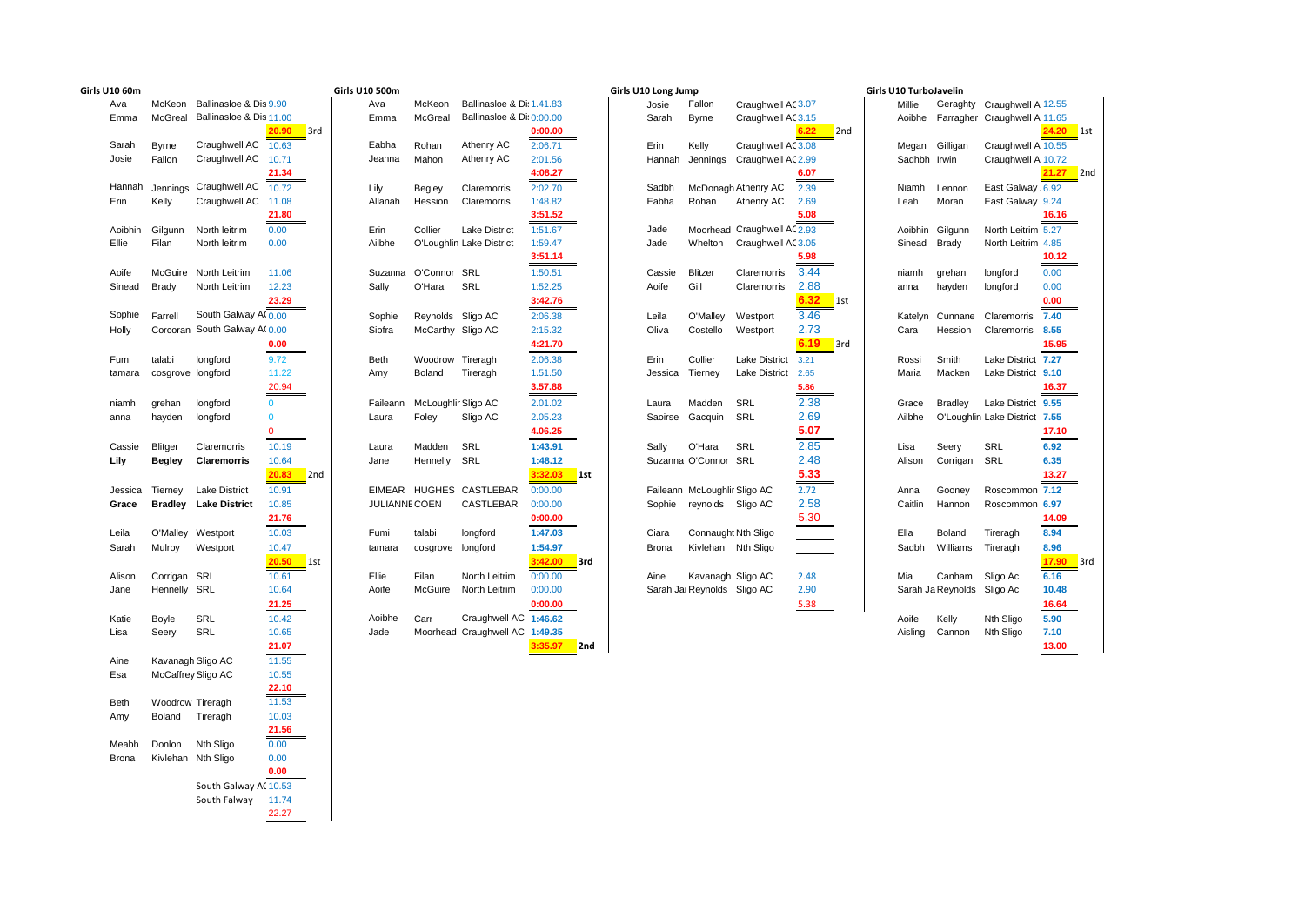## Girls U10 60m

| | | | | |
|---|---|---|---|---|
| Ava | McKeon | Ballinasloe & Dis | 9.90 | |
| Emma | McGreal | Ballinasloe & Dis | 11.00 | |
| | | | **20.90** | 3rd |
| Sarah | Byrne | Craughwell AC | 10.63 | |
| Josie | Fallon | Craughwell AC | 10.71 | |
| | | | **21.34** | |
| Hannah | Jennings | Craughwell AC | 10.72 | |
| Erin | Kelly | Craughwell AC | 11.08 | |
| | | | **21.80** | |
| Aoibhin | Gilgunn | North leitrim | 0.00 | |
| Ellie | Filan | North leitrim | 0.00 | |
| Aoife | McGuire | North Leitrim | 11.06 | |
| Sinead | Brady | North Leitrim | 12.23 | |
| | | | **23.29** | |
| Sophie | Farrell | South Galway AC | 0.00 | |
| Holly | Corcoran | South Galway AC | 0.00 | |
| | | | **0.00** | |
| Fumi | talabi | longford | 9.72 | |
| tamara | cosgrove | longford | 11.22 | |
| | | | 20.94 | |
| niamh | grehan | longford | 0 | |
| anna | hayden | longford | 0 | |
| | | | 0 | |
| Cassie | Blitger | Claremorris | 10.19 | |
| **Lily** | **Begley** | **Claremorris** | 10.64 | |
| | | | **20.83** | 2nd |
| Jessica | Tierney | Lake District | 10.91 | |
| **Grace** | **Bradley** | **Lake District** | 10.85 | |
| | | | **21.76** | |
| Leila | O'Malley | Westport | 10.03 | |
| Sarah | Mulroy | Westport | 10.47 | |
| | | | **20.50** | 1st |
| Alison | Corrigan | SRL | 10.61 | |
| Jane | Hennelly | SRL | 10.64 | |
| | | | **21.25** | |
| Katie | Boyle | SRL | 10.42 | |
| Lisa | Seery | SRL | 10.65 | |
| | | | **21.07** | |
| Aine | Kavanagh | Sligo AC | 11.55 | |
| Esa | McCaffrey | Sligo AC | 10.55 | |
| | | | **22.10** | |
| Beth | Woodrow | Tireragh | 11.53 | |
| Amy | Boland | Tireragh | 10.03 | |
| | | | **21.56** | |
| Meabh | Donlon | Nth Sligo | 0.00 | |
| Brona | Kivlehan | Nth Sligo | 0.00 | |
| | | | **0.00** | |
| | | South Galway AC | 10.53 | |
| | | South Falway | 11.74 | |
| | | | 22.27 | |

## Girls U10 500m

| | | | | |
|---|---|---|---|---|
| Ava | McKeon | Ballinasloe & Dis | 1.41.83 | |
| Emma | McGreal | Ballinasloe & Dis | 0:00.00 | |
| | | | **0:00.00** | |
| Eabha | Rohan | Athenry AC | 2:06.71 | |
| Jeanna | Mahon | Athenry AC | 2:01.56 | |
| | | | **4:08.27** | |
| Lily | Begley | Claremorris | 2:02.70 | |
| Allanah | Hession | Claremorris | 1:48.82 | |
| | | | **3:51.52** | |
| Erin | Collier | Lake District | 1:51.67 | |
| Ailbhe | O'Loughlin | Lake District | 1:59.47 | |
| | | | **3:51.14** | |
| Suzanna | O'Connor | SRL | 1:50.51 | |
| Sally | O'Hara | SRL | 1:52.25 | |
| | | | **3:42.76** | |
| Sophie | Reynolds | Sligo AC | 2:06.38 | |
| Siofra | McCarthy | Sligo AC | 2:15.32 | |
| | | | **4:21.70** | |
| Beth | Woodrow | Tireragh | 2.06.38 | |
| Amy | Boland | Tireragh | 1.51.50 | |
| | | | **3.57.88** | |
| Faileann | McLoughlin | Sligo AC | 2.01.02 | |
| Laura | Foley | Sligo AC | 2.05.23 | |
| | | | **4.06.25** | |
| Laura | Madden | SRL | **1:43.91** | |
| Jane | Hennelly | SRL | **1:48.12** | |
| | | | **3:32.03** | **1st** |
| EIMEAR | HUGHES | CASTLEBAR | 0:00.00 | |
| JULIANNE | COEN | CASTLEBAR | 0:00.00 | |
| | | | **0:00.00** | |
| Fumi | talabi | longford | **1:47.03** | |
| tamara | cosgrove | longford | **1:54.97** | |
| | | | **3:42.00** | **3rd** |
| Ellie | Filan | North Leitrim | 0:00.00 | |
| Aoife | McGuire | North Leitrim | 0:00.00 | |
| | | | **0:00.00** | |
| Aoibhe | Carr | Craughwell AC | **1:46.62** | |
| Jade | Moorhead | Craughwell AC | **1:49.35** | |
| | | | **3:35.97** | **2nd** |

## Girls U10 Long Jump

| | | | | |
|---|---|---|---|---|
| Josie | Fallon | Craughwell AC | 3.07 | |
| Sarah | Byrne | Craughwell AC | 3.15 | |
| | | | **6.22** | 2nd |
| Erin | Kelly | Craughwell AC | 3.08 | |
| Hannah | Jennings | Craughwell AC | 2.99 | |
| | | | **6.07** | |
| Sadbh | McDonagh | Athenry AC | 2.39 | |
| Eabha | Rohan | Athenry AC | 2.69 | |
| | | | **5.08** | |
| Jade | Moorhead | Craughwell AC | 2.93 | |
| Jade | Whelton | Craughwell AC | 3.05 | |
| | | | **5.98** | |
| Cassie | Blitzer | Claremorris | 3.44 | |
| Aoife | Gill | Claremorris | 2.88 | |
| | | | **6.32** | 1st |
| Leila | O'Malley | Westport | 3.46 | |
| Oliva | Costello | Westport | 2.73 | |
| | | | **6.19** | 3rd |
| Erin | Collier | Lake District | 3.21 | |
| Jessica | Tierney | Lake District | 2.65 | |
| | | | **5.86** | |
| Laura | Madden | SRL | 2.38 | |
| Saoirse | Gacquin | SRL | 2.69 | |
| | | | **5.07** | |
| Sally | O'Hara | SRL | 2.85 | |
| Suzanna | O'Connor | SRL | 2.48 | |
| | | | **5.33** | |
| Faileann | McLoughlin | Sligo AC | 2.72 | |
| Sophie | reynolds | Sligo AC | 2.58 | |
| | | | 5.30 | |
| Ciara | Connaught | Nth Sligo | | |
| Brona | Kivlehan | Nth Sligo | | |
| Aine | Kavanagh | Sligo AC | 2.48 | |
| Sarah Jane | Reynolds | Sligo AC | 2.90 | |
| | | | 5.38 | |

## Girls U10 TurboJavelin

| | | | | |
|---|---|---|---|---|
| Millie | Geraghty | Craughwell AC | 12.55 | |
| Aoibhe | Farragher | Craughwell AC | 11.65 | |
| | | | **24.20** | 1st |
| Megan | Gilligan | Craughwell AC | 10.55 | |
| Sadhbh | Irwin | Craughwell AC | 10.72 | |
| | | | **21.27** | 2nd |
| Niamh | Lennon | East Galway | 6.92 | |
| Leah | Moran | East Galway | 9.24 | |
| | | | **16.16** | |
| Aoibhin | Gilgunn | North Leitrim | 5.27 | |
| Sinead | Brady | North Leitrim | 4.85 | |
| | | | **10.12** | |
| niamh | grehan | longford | 0.00 | |
| anna | hayden | longford | 0.00 | |
| | | | **0.00** | |
| Katelyn | Cunnane | Claremorris | **7.40** | |
| Cara | Hession | Claremorris | **8.55** | |
| | | | **15.95** | |
| Rossi | Smith | Lake District | **7.27** | |
| Maria | Macken | Lake District | **9.10** | |
| | | | **16.37** | |
| Grace | Bradley | Lake District | **9.55** | |
| Ailbhe | O'Loughlin | Lake District | **7.55** | |
| | | | **17.10** | |
| Lisa | Seery | SRL | **6.92** | |
| Alison | Corrigan | SRL | **6.35** | |
| | | | **13.27** | |
| Anna | Gooney | Roscommon | **7.12** | |
| Caitlin | Hannon | Roscommon | **6.97** | |
| | | | **14.09** | |
| Ella | Boland | Tireragh | **8.94** | |
| Sadbh | Williams | Tireragh | **8.96** | |
| | | | **17.90** | 3rd |
| Mia | Canham | Sligo Ac | **6.16** | |
| Sarah Jane | Reynolds | Sligo Ac | **10.48** | |
| | | | **16.64** | |
| Aoife | Kelly | Nth Sligo | **5.90** | |
| Aisling | Cannon | Nth Sligo | **7.10** | |
| | | | **13.00** | |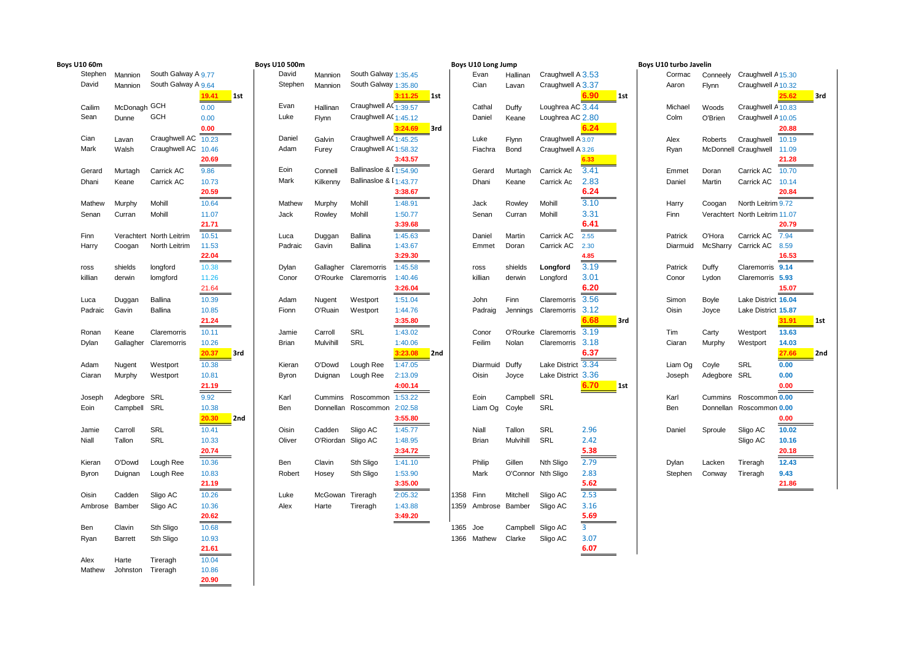## Boys U10 60m

| | | | | |
|---|---|---|---|---|
| Stephen | Mannion | South Galway A | 9.77 | |
| David | Mannion | South Galway A | 9.64 | |
| | | | **19.41** | **1st** |
| Cailim | McDonagh | GCH | 0.00 | |
| Sean | Dunne | GCH | 0.00 | |
| | | | **0.00** | |
| Cian | Lavan | Craughwell AC | 10.23 | |
| Mark | Walsh | Craughwell AC | 10.46 | |
| | | | **20.69** | |
| Gerard | Murtagh | Carrick AC | 9.86 | |
| Dhani | Keane | Carrick AC | 10.73 | |
| | | | **20.59** | |
| Mathew | Murphy | Mohill | 10.64 | |
| Senan | Curran | Mohill | 11.07 | |
| | | | **21.71** | |
| Finn | Verachtert | North Leitrim | 10.51 | |
| Harry | Coogan | North Leitrim | 11.53 | |
| | | | **22.04** | |
| ross | shields | longford | 10.38 | |
| killian | derwin | longford | 11.26 | |
| | | | 21.64 | |
| Luca | Duggan | Ballina | 10.39 | |
| Padraic | Gavin | Ballina | 10.85 | |
| | | | **21.24** | |
| Ronan | Keane | Claremorris | 10.11 | |
| Dylan | Gallagher | Claremorris | 10.26 | |
| | | | **20.37** | **3rd** |
| Adam | Nugent | Westport | 10.38 | |
| Ciaran | Murphy | Westport | 10.81 | |
| | | | **21.19** | |
| Joseph | Adegbore | SRL | 9.92 | |
| Eoin | Campbell | SRL | 10.38 | |
| | | | **20.30** | **2nd** |
| Jamie | Carroll | SRL | 10.41 | |
| Niall | Tallon | SRL | 10.33 | |
| | | | **20.74** | |
| Kieran | O'Dowd | Lough Ree | 10.36 | |
| Byron | Duignan | Lough Ree | 10.83 | |
| | | | **21.19** | |
| Oisin | Cadden | Sligo AC | 10.26 | |
| Ambrose | Bamber | Sligo AC | 10.36 | |
| | | | **20.62** | |
| Ben | Clavin | Sth Sligo | 10.68 | |
| Ryan | Barrett | Sth Sligo | 10.93 | |
| | | | **21.61** | |
| Alex | Harte | Tireragh | 10.04 | |
| Mathew | Johnston | Tireragh | 10.86 | |
| | | | **20.90** | |

## Boys U10 500m

| | | | | |
|---|---|---|---|---|
| David | Mannion | South Galway | 1:35.45 | |
| Stephen | Mannion | South Galway | 1:35.80 | |
| | | | **3:11.25** | **1st** |
| Evan | Hallinan | Craughwell AC | 1:39.57 | |
| Luke | Flynn | Craughwell AC | 1:45.12 | |
| | | | **3:24.69** | **3rd** |
| Daniel | Galvin | Craughwell AC | 1:45.25 | |
| Adam | Furey | Craughwell AC | 1:58.32 | |
| | | | **3:43.57** | |
| Eoin | Connell | Ballinasloe & D | 1:54.90 | |
| Mark | Kilkenny | Ballinasloe & D | 1:43.77 | |
| | | | **3:38.67** | |
| Mathew | Murphy | Mohill | 1:48.91 | |
| Jack | Rowley | Mohill | 1:50.77 | |
| | | | **3:39.68** | |
| Luca | Duggan | Ballina | 1:45.63 | |
| Padraic | Gavin | Ballina | 1:43.67 | |
| | | | **3:29.30** | |
| Dylan | Gallagher | Claremorris | 1:45.58 | |
| Conor | O'Rourke | Claremorris | 1:40.46 | |
| | | | **3:26.04** | |
| Adam | Nugent | Westport | 1:51.04 | |
| Fionn | O'Ruain | Westport | 1:44.76 | |
| | | | **3:35.80** | |
| Jamie | Carroll | SRL | 1:43.02 | |
| Brian | Mulvihill | SRL | 1:40.06 | |
| | | | **3:23.08** | **2nd** |
| Kieran | O'Dowd | Lough Ree | 1:47.05 | |
| Byron | Duignan | Lough Ree | 2:13.09 | |
| | | | **4:00.14** | |
| Karl | Cummins | Roscommon | 1:53.22 | |
| Ben | Donnellan | Roscommon | 2:02.58 | |
| | | | **3:55.80** | |
| Oisin | Cadden | Sligo AC | 1:45.77 | |
| Oliver | O'Riordan | Sligo AC | 1:48.95 | |
| | | | **3:34.72** | |
| Ben | Clavin | Sth Sligo | 1:41.10 | |
| Robert | Hosey | Sth Sligo | 1:53.90 | |
| | | | **3:35.00** | |
| Luke | McGowan | Tireragh | 2:05.32 | |
| Alex | Harte | Tireragh | 1:43.88 | |
| | | | **3:49.20** | |

## Boys U10 Long Jump

| | | | | | |
|---|---|---|---|---|---|
| | Evan | Hallinan | Craughwell A | 3.53 | |
| | Cian | Lavan | Craughwell A | 3.37 | |
| | | | | **6.90** | **1st** |
| | Cathal | Duffy | Loughrea AC | 3.44 | |
| | Daniel | Keane | Loughrea AC | 2.80 | |
| | | | | **6.24** | |
| | Luke | Flynn | Craughwell A | 3.07 | |
| | Fiachra | Bond | Craughwell A | 3.26 | |
| | | | | **6.33** | |
| | Gerard | Murtagh | Carrick Ac | 3.41 | |
| | Dhani | Keane | Carrick Ac | 2.83 | |
| | | | | **6.24** | |
| | Jack | Rowley | Mohill | 3.10 | |
| | Senan | Curran | Mohill | 3.31 | |
| | | | | **6.41** | |
| | Daniel | Martin | Carrick AC | 2.55 | |
| | Emmet | Doran | Carrick AC | 2.30 | |
| | | | | **4.85** | |
| | ross | shields | **Longford** | 3.19 | |
| | killian | derwin | Longford | 3.01 | |
| | | | | **6.20** | |
| | John | Finn | Claremorris | 3.56 | |
| | Padraig | Jennings | Claremorris | 3.12 | |
| | | | | **6.68** | **3rd** |
| | Conor | O'Rourke | Claremorris | 3.19 | |
| | Feilim | Nolan | Claremorris | 3.18 | |
| | | | | **6.37** | |
| | Diarmuid | Duffy | Lake District | 3.34 | |
| | Oisin | Joyce | Lake District | 3.36 | |
| | | | | **6.70** | **1st** |
| | Eoin | Campbell | SRL | | |
| | Liam Og | Coyle | SRL | | |
| | | | | | |
| | Niall | Tallon | SRL | 2.96 | |
| | Brian | Mulvihill | SRL | 2.42 | |
| | | | | **5.38** | |
| | Philip | Gillen | Nth Sligo | 2.79 | |
| | Mark | O'Connor | Nth Sligo | 2.83 | |
| | | | | **5.62** | |
| 1358 | Finn | Mitchell | Sligo AC | 2.53 | |
| 1359 | Ambrose | Bamber | Sligo AC | 3.16 | |
| | | | | **5.69** | |
| 1365 | Joe | Campbell | Sligo AC | 3 | |
| 1366 | Mathew | Clarke | Sligo AC | 3.07 | |
| | | | | **6.07** | |

## Boys U10 turbo Javelin

| | | | | |
|---|---|---|---|---|
| Cormac | Conneely | Craughwell A | 15.30 | |
| Aaron | Flynn | Craughwell A | 10.32 | |
| | | | **25.62** | **3rd** |
| Michael | Woods | Craughwell A | 10.83 | |
| Colm | O'Brien | Craughwell A | 10.05 | |
| | | | **20.88** | |
| Alex | Roberts | Craughwell | 10.19 | |
| Ryan | McDonnell | Craughwell | 11.09 | |
| | | | **21.28** | |
| Emmet | Doran | Carrick AC | 10.70 | |
| Daniel | Martin | Carrick AC | 10.14 | |
| | | | **20.84** | |
| Harry | Coogan | North Leitrim | 9.72 | |
| Finn | Verachtert | North Leitrim | 11.07 | |
| | | | **20.79** | |
| Patrick | O'Hora | Carrick AC | 7.94 | |
| Diarmuid | McSharry | Carrick AC | 8.59 | |
| | | | **16.53** | |
| Patrick | Duffy | Claremorris | 9.14 | |
| Conor | Lydon | Claremorris | 5.93 | |
| | | | **15.07** | |
| Simon | Boyle | Lake District | 16.04 | |
| Oisin | Joyce | Lake District | 15.87 | |
| | | | **31.91** | **1st** |
| Tim | Carty | Westport | 13.63 | |
| Ciaran | Murphy | Westport | 14.03 | |
| | | | **27.66** | **2nd** |
| Liam Og | Coyle | SRL | 0.00 | |
| Joseph | Adegbore | SRL | 0.00 | |
| | | | **0.00** | |
| Karl | Cummins | Roscommon | 0.00 | |
| Ben | Donnellan | Roscommon | 0.00 | |
| | | | **0.00** | |
| Daniel | Sproule | Sligo AC | 10.02 | |
| | | Sligo AC | 10.16 | |
| | | | **20.18** | |
| Dylan | Lacken | Tireragh | 12.43 | |
| Stephen | Conway | Tireragh | 9.43 | |
| | | | **21.86** | |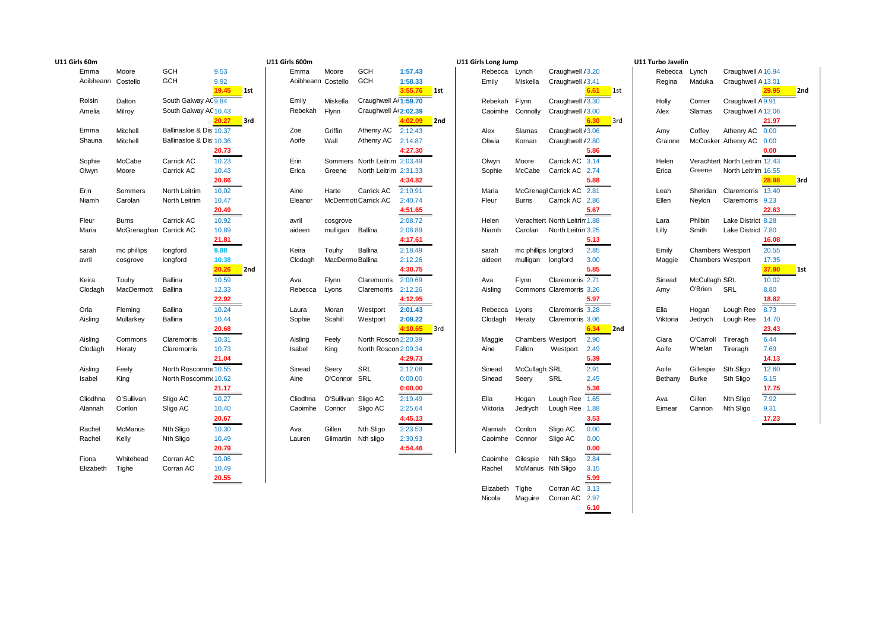## U11 Girls 60m

| | | | | |
|---|---|---|---|---|
| Emma | Moore | GCH | 9.53 | |
| Aoibheann | Costello | GCH | 9.92 | |
| | | | 19.45 | 1st |
| Roisin | Dalton | South Galway AC | 9.84 | |
| Amelia | Milroy | South Galway AC | 10.43 | |
| | | | 20.27 | 3rd |
| Emma | Mitchell | Ballinasloe & Dis | 10.37 | |
| Shauna | Mitchell | Ballinasloe & Dis | 10.36 | |
| | | | 20.73 | |
| Sophie | McCabe | Carrick AC | 10.23 | |
| Olwyn | Moore | Carrick AC | 10.43 | |
| | | | 20.66 | |
| Erin | Sommers | North Leitrim | 10.02 | |
| Niamh | Carolan | North Leitrim | 10.47 | |
| | | | 20.49 | |
| Fleur | Burns | Carrick AC | 10.92 | |
| Maria | McGrenaghan | Carrick AC | 10.89 | |
| | | | 21.81 | |
| sarah | mc phillips | longford | 9.88 | |
| avril | cosgrove | longford | 10.38 | |
| | | | 20.26 | 2nd |
| Keira | Touhy | Ballina | 10.59 | |
| Clodagh | MacDermott | Ballina | 12.33 | |
| | | | 22.92 | |
| Orla | Fleming | Ballina | 10.24 | |
| Aisling | Mullarkey | Ballina | 10.44 | |
| | | | 20.68 | |
| Aisling | Commons | Claremorris | 10.31 | |
| Clodagh | Heraty | Claremorris | 10.73 | |
| | | | 21.04 | |
| Aisling | Feely | North Roscommon | 10.55 | |
| Isabel | King | North Roscommon | 10.62 | |
| | | | 21.17 | |
| Cliodhna | O'Sullivan | Sligo AC | 10.27 | |
| Alannah | Conlon | Sligo AC | 10.40 | |
| | | | 20.67 | |
| Rachel | McManus | Nth Sligo | 10.30 | |
| Rachel | Kelly | Nth Sligo | 10.49 | |
| | | | 20.79 | |
| Fiona | Whitehead | Corran AC | 10.06 | |
| Elizabeth | Tighe | Corran AC | 10.49 | |
| | | | 20.55 | |

## U11 Girls 600m

| | | | | |
|---|---|---|---|---|
| Emma | Moore | GCH | 1:57.43 | |
| Aoibheann | Costello | GCH | 1:58.33 | |
| | | | 3:55.76 | 1st |
| Emily | Miskella | Craughwell AC | 1:59.70 | |
| Rebekah | Flynn | Craughwell AC | 2:02.39 | |
| | | | 4:02.09 | 2nd |
| Zoe | Griffin | Athenry AC | 2:12.43 | |
| Aoife | Wall | Athenry AC | 2:14.87 | |
| | | | 4:27.30 | |
| Erin | Sommers | North Leitrim | 2:03.49 | |
| Erica | Greene | North Leitrim | 2:31.33 | |
| | | | 4:34.82 | |
| Aine | Harte | Carrick AC | 2:10.91 | |
| Eleanor | McDermott | Carrick AC | 2:40.74 | |
| | | | 4:51.65 | |
| avril | cosgrove | | 2:08.72 | |
| aideen | mulligan | Ballina | 2:08.89 | |
| | | | 4:17.61 | |
| Keira | Touhy | Ballina | 2:18.49 | |
| Clodagh | MacDermo | Ballina | 2:12.26 | |
| | | | 4:30.75 | |
| Ava | Flynn | Claremorris | 2:00.69 | |
| Rebecca | Lyons | Claremorris | 2:12.26 | |
| | | | 4:12.95 | |
| Laura | Moran | Westport | 2:01.43 | |
| Sophie | Scahill | Westport | 2:09.22 | |
| | | | 4:10.65 | 3rd |
| Aisling | Feely | North Roscon | 2:20.39 | |
| Isabel | King | North Roscon | 2:09.34 | |
| | | | 4:29.73 | |
| Sinead | Seery | SRL | 2.12.08 | |
| Aine | O'Connor | SRL | 0:00.00 | |
| | | | 0:00.00 | |
| Cliodhna | O'Sullivan | Sligo AC | 2:19.49 | |
| Caoimhe | Connor | Sligo AC | 2:25.64 | |
| | | | 4:45.13 | |
| Ava | Gillen | Nth Sligo | 2:23.53 | |
| Lauren | Gilmartin | Nth sligo | 2:30.93 | |
| | | | 4:54.46 | |

## U11 Girls Long Jump

| | | | | |
|---|---|---|---|---|
| Rebecca | Lynch | Craughwell AC | 3.20 | |
| Emily | Miskella | Craughwell AC | 3.41 | |
| | | | 6.61 | 1st |
| Rebekah | Flynn | Craughwell AC | 3.30 | |
| Caoimhe | Connolly | Craughwell AC | 3.00 | |
| | | | 6.30 | 3rd |
| Alex | Slamas | Craughwell AC | 3.06 | |
| Oliwia | Koman | Craughwell AC | 2.80 | |
| | | | 5.86 | |
| Olwyn | Moore | Carrick AC | 3.14 | |
| Sophie | McCabe | Carrick AC | 2.74 | |
| | | | 5.88 | |
| Maria | McGrenagh | Carrick AC | 2.81 | |
| Fleur | Burns | Carrick AC | 2.86 | |
| | | | 5.67 | |
| Helen | Verachtert | North Leitrim | 1.88 | |
| Niamh | Carolan | North Leitrim | 3.25 | |
| | | | 5.13 | |
| sarah | mc phillips | longford | 2.85 | |
| aideen | mulligan | longford | 3.00 | |
| | | | 5.85 | |
| Ava | Flynn | Claremorris | 2.71 | |
| Aisling | Commons | Claremorris | 3.26 | |
| | | | 5.97 | |
| Rebecca | Lyons | Claremorris | 3.28 | |
| Clodagh | Heraty | Claremorris | 3.06 | |
| | | | 6.34 | 2nd |
| Maggie | Chambers | Westport | 2.90 | |
| Aine | Fallon | Westport | 2.49 | |
| | | | 5.39 | |
| Sinead | McCullagh | SRL | 2.91 | |
| Sinead | Seery | SRL | 2.45 | |
| | | | 5.36 | |
| Ella | Hogan | Lough Ree | 1.65 | |
| Viktoria | Jedrych | Lough Ree | 1.88 | |
| | | | 3.53 | |
| Alannah | Conlon | Sligo AC | 0.00 | |
| Caoimhe | Connor | Sligo AC | 0.00 | |
| | | | 0.00 | |
| Caoimhe | Gilespie | Nth Sligo | 2.84 | |
| Rachel | McManus | Nth Sligo | 3.15 | |
| | | | 5.99 | |
| Elizabeth | Tighe | Corran AC | 3.13 | |
| Nicola | Maguire | Corran AC | 2.97 | |
| | | | 6.10 | |

## U11 Turbo Javelin

| | | | | |
|---|---|---|---|---|
| Rebecca | Lynch | Craughwell AC | 16.94 | |
| Regina | Maduka | Craughwell AC | 13.01 | |
| | | | 29.95 | 2nd |
| Holly | Comer | Craughwell AC | 9.91 | |
| Alex | Slamas | Craughwell AC | 12.06 | |
| | | | 21.97 | |
| Amy | Coffey | Athenry AC | 0.00 | |
| Grainne | McCosker | Athenry AC | 0.00 | |
| | | | 0.00 | |
| Helen | Verachtert | North Leitrim | 12.43 | |
| Erica | Greene | North Leitrim | 16.55 | |
| | | | 28.98 | 3rd |
| Leah | Sheridan | Claremorris | 13.40 | |
| Ellen | Neylon | Claremorris | 9.23 | |
| | | | 22.63 | |
| Lara | Philbin | Lake District | 8.28 | |
| Lilly | Smith | Lake District | 7.80 | |
| | | | 16.08 | |
| Emily | Chambers | Westport | 20.55 | |
| Maggie | Chambers | Westport | 17.35 | |
| | | | 37.90 | 1st |
| Sinead | McCullagh | SRL | 10.02 | |
| Amy | O'Brien | SRL | 8.80 | |
| | | | 18.82 | |
| Ella | Hogan | Lough Ree | 8.73 | |
| Viktoria | Jedrych | Lough Ree | 14.70 | |
| | | | 23.43 | |
| Ciara | O'Carroll | Tireragh | 6.44 | |
| Aoife | Whelan | Tireragh | 7.69 | |
| | | | 14.13 | |
| Aoife | Gillespie | Sth Sligo | 12.60 | |
| Bethany | Burke | Sth Sligo | 5.15 | |
| | | | 17.75 | |
| Ava | Gillen | Nth Sligo | 7.92 | |
| Eimear | Cannon | Nth Sligo | 9.31 | |
| | | | 17.23 | |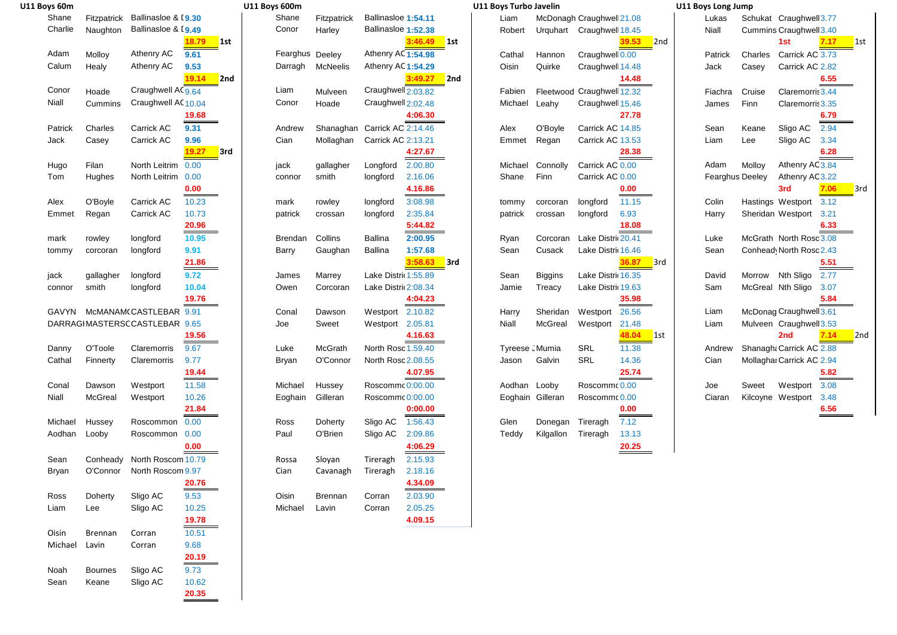## U11 Boys 60m

| | | | | |
|---|---|---|---|---|
| Shane | Fitzpatrick | Ballinasloe & [ | 9.30 | |
| Charlie | Naughton | Ballinasloe & [ | 9.49 | |
| | | | 18.79 | 1st |
| Adam | Molloy | Athenry AC | 9.61 | |
| Calum | Healy | Athenry AC | 9.53 | |
| | | | 19.14 | 2nd |
| Conor | Hoade | Craughwell AC | 9.64 | |
| Niall | Cummins | Craughwell AC | 10.04 | |
| | | | 19.68 | |
| Patrick | Charles | Carrick AC | 9.31 | |
| Jack | Casey | Carrick AC | 9.96 | |
| | | | 19.27 | 3rd |
| Hugo | Filan | North Leitrim | 0.00 | |
| Tom | Hughes | North Leitrim | 0.00 | |
| | | | 0.00 | |
| Alex | O'Boyle | Carrick AC | 10.23 | |
| Emmet | Regan | Carrick AC | 10.73 | |
| | | | 20.96 | |
| mark | rowley | longford | 10.95 | |
| tommy | corcoran | longford | 9.91 | |
| | | | 21.86 | |
| jack | gallagher | longford | 9.72 | |
| connor | smith | longford | 10.04 | |
| | | | 19.76 | |
| GAVYN | MCMANAM( | CASTLEBAR | 9.91 | |
| DARRAGI | MASTERSC | CASTLEBAR | 9.65 | |
| | | | 19.56 | |
| Danny | O'Toole | Claremorris | 9.67 | |
| Cathal | Finnerty | Claremorris | 9.77 | |
| | | | 19.44 | |
| Conal | Dawson | Westport | 11.58 | |
| Niall | McGreal | Westport | 10.26 | |
| | | | 21.84 | |
| Michael | Hussey | Roscommon | 0.00 | |
| Aodhan | Looby | Roscommon | 0.00 | |
| | | | 0.00 | |
| Sean | Conheady | North Roscom | 10.79 | |
| Bryan | O'Connor | North Roscom | 9.97 | |
| | | | 20.76 | |
| Ross | Doherty | Sligo AC | 9.53 | |
| Liam | Lee | Sligo AC | 10.25 | |
| | | | 19.78 | |
| Oisin | Brennan | Corran | 10.51 | |
| Michael | Lavin | Corran | 9.68 | |
| | | | 20.19 | |
| Noah | Bournes | Sligo AC | 9.73 | |
| Sean | Keane | Sligo AC | 10.62 | |
| | | | 20.35 | |

## U11 Boys 600m

| | | | | |
|---|---|---|---|---|
| Shane | Fitzpatrick | Ballinasloe | 1:54.11 | |
| Conor | Harley | Ballinasloe | 1:52.38 | |
| | | | 3:46.49 | 1st |
| Fearghus | Deeley | Athenry AC | 1:54.98 | |
| Darragh | McNeelis | Athenry AC | 1:54.29 | |
| | | | 3:49.27 | 2nd |
| Liam | Mulveen | Craughwell | 2:03.82 | |
| Conor | Hoade | Craughwell | 2:02.48 | |
| | | | 4:06.30 | |
| Andrew | Shanaghan | Carrick AC | 2:14.46 | |
| Cian | Mollaghan | Carrick AC | 2:13.21 | |
| | | | 4:27.67 | |
| jack | gallagher | Longford | 2.00.80 | |
| connor | smith | longford | 2.16.06 | |
| | | | 4.16.86 | |
| mark | rowley | longford | 3:08.98 | |
| patrick | crossan | longford | 2:35.84 | |
| | | | 5:44.82 | |
| Brendan | Collins | Ballina | 2:00.95 | |
| Barry | Gaughan | Ballina | 1:57.68 | |
| | | | 3:58.63 | 3rd |
| James | Marrey | Lake Distri | 1:55.89 | |
| Owen | Corcoran | Lake Distri | 2:08.34 | |
| | | | 4:04.23 | |
| Conal | Dawson | Westport | 2.10.82 | |
| Joe | Sweet | Westport | 2.05.81 | |
| | | | 4.16.63 | |
| Luke | McGrath | North Rosc | 1.59.40 | |
| Bryan | O'Connor | North Rosc | 2.08.55 | |
| | | | 4.07.95 | |
| Michael | Hussey | Roscommo | 0:00.00 | |
| Eoghain | Gilleran | Roscommo | 0:00.00 | |
| | | | 0:00.00 | |
| Ross | Doherty | Sligo AC | 1:56.43 | |
| Paul | O'Brien | Sligo AC | 2:09.86 | |
| | | | 4:06.29 | |
| Rossa | Sloyan | Tireragh | 2.15.93 | |
| Cian | Cavanagh | Tireragh | 2.18.16 | |
| | | | 4.34.09 | |
| Oisin | Brennan | Corran | 2.03.90 | |
| Michael | Lavin | Corran | 2.05.25 | |
| | | | 4.09.15 | |

## U11 Boys Turbo Javelin

| | | | | |
|---|---|---|---|---|
| Liam | McDonagh | Craughwell | 21.08 | |
| Robert | Urquhart | Craughwell | 18.45 | |
| | | | 39.53 | 2nd |
| Cathal | Hannon | Craughwell | 0.00 | |
| Oisin | Quirke | Craughwell | 14.48 | |
| | | | 14.48 | |
| Fabien | Fleetwood | Craughwell | 12.32 | |
| Michael | Leahy | Craughwell | 15.46 | |
| | | | 27.78 | |
| Alex | O'Boyle | Carrick AC | 14.85 | |
| Emmet | Regan | Carrick AC | 13.53 | |
| | | | 28.38 | |
| Michael | Connolly | Carrick AC | 0.00 | |
| Shane | Finn | Carrick AC | 0.00 | |
| | | | 0.00 | |
| tommy | corcoran | longford | 11.15 | |
| patrick | crossan | longford | 6.93 | |
| | | | 18.08 | |
| Ryan | Corcoran | Lake Distri | 20.41 | |
| Sean | Cusack | Lake Distri | 16.46 | |
| | | | 36.87 | 3rd |
| Sean | Biggins | Lake Distri | 16.35 | |
| Jamie | Treacy | Lake Distri | 19.63 | |
| | | | 35.98 | |
| Harry | Sheridan | Westport | 26.56 | |
| Niall | McGreal | Westport | 21.48 | |
| | | | 48.04 | 1st |
| Tyreese . | Mumia | SRL | 11.38 | |
| Jason | Galvin | SRL | 14.36 | |
| | | | 25.74 | |
| Aodhan | Looby | Roscommo | 0.00 | |
| Eoghain | Gilleran | Roscommo | 0.00 | |
| | | | 0.00 | |
| Glen | Donegan | Tireragh | 7.12 | |
| Teddy | Kilgallon | Tireragh | 13.13 | |
| | | | 20.25 | |

## U11 Boys Long Jump

| | | | | |
|---|---|---|---|---|
| Lukas | Schukat | Craughwell | 3.77 | |
| Niall | Cummins | Craughwell | 3.40 | |
| | | 1st | 7.17 | 1st |
| Patrick | Charles | Carrick AC | 3.73 | |
| Jack | Casey | Carrick AC | 2.82 | |
| | | | 6.55 | |
| Fiachra | Cruise | Claremorris | 3.44 | |
| James | Finn | Claremorris | 3.35 | |
| | | | 6.79 | |
| Sean | Keane | Sligo AC | 2.94 | |
| Liam | Lee | Sligo AC | 3.34 | |
| | | | 6.28 | |
| Adam | Molloy | Athenry AC | 3.84 | |
| Fearghus | Deeley | Athenry AC | 3.22 | |
| | | 3rd | 7.06 | 3rd |
| Colin | Hastings | Westport | 3.12 | |
| Harry | Sheridan | Westport | 3.21 | |
| | | | 6.33 | |
| Luke | McGrath | North Rosc | 3.08 | |
| Sean | Conhead | North Rosc | 2.43 | |
| | | | 5.51 | |
| David | Morrow | Nth Sligo | 2.77 | |
| Sam | McGreal | Nth Sligo | 3.07 | |
| | | | 5.84 | |
| Liam | McDonag | Craughwell | 3.61 | |
| Liam | Mulveen | Craughwell | 3.53 | |
| | | 2nd | 7.14 | 2nd |
| Andrew | Shanagh | Carrick AC | 2.88 | |
| Cian | Mollaghan | Carrick AC | 2.94 | |
| | | | 5.82 | |
| Joe | Sweet | Westport | 3.08 | |
| Ciaran | Kilcoyne | Westport | 3.48 | |
| | | | 6.56 | |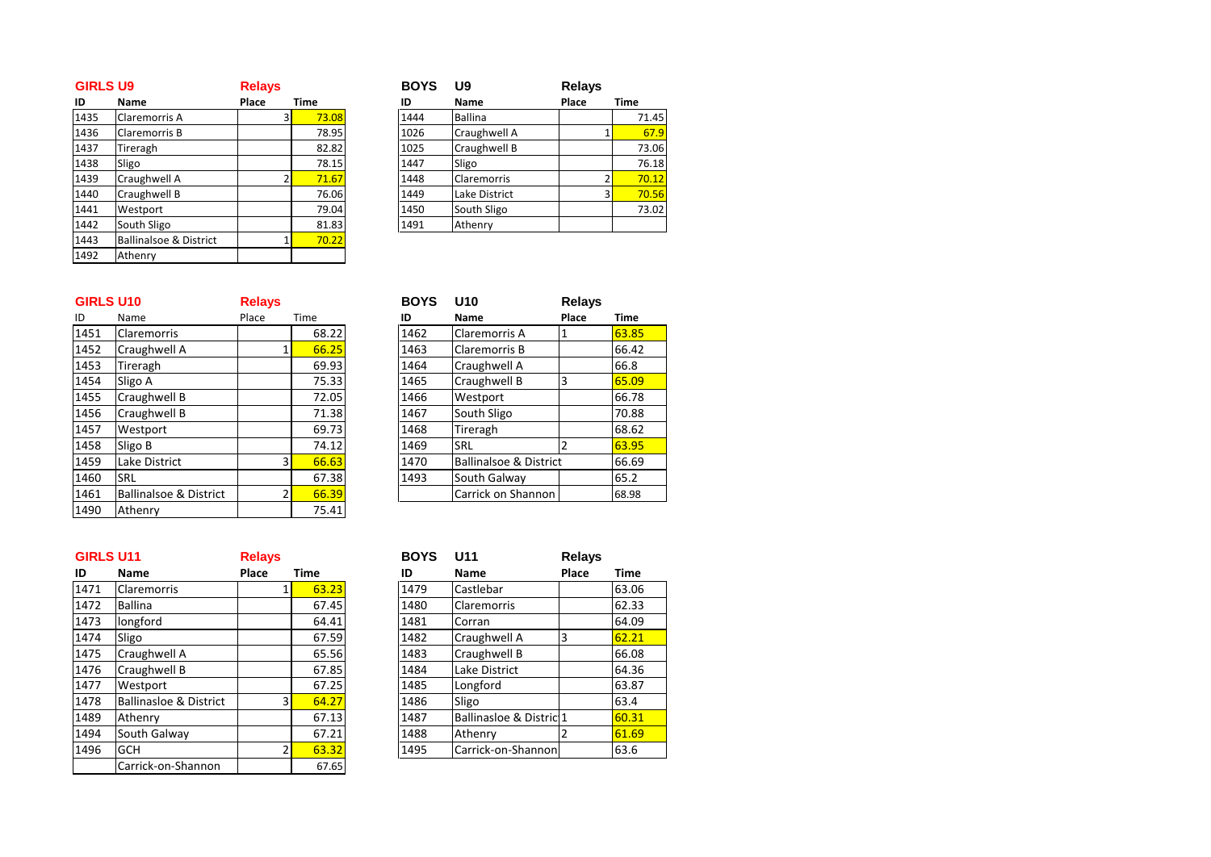## GIRLS U9 Relays

| ID | Name | Place | Time |
|---|---|---|---|
| 1435 | Claremorris A | 3 | 73.08 |
| 1436 | Claremorris B | | 78.95 |
| 1437 | Tireragh | | 82.82 |
| 1438 | Sligo | | 78.15 |
| 1439 | Craughwell A | 2 | 71.67 |
| 1440 | Craughwell B | | 76.06 |
| 1441 | Westport | | 79.04 |
| 1442 | South Sligo | | 81.83 |
| 1443 | Ballinalsoe & District | 1 | 70.22 |
| 1492 | Athenry | | |

## BOYS U9 Relays

| ID | Name | Place | Time |
|---|---|---|---|
| 1444 | Ballina | | 71.45 |
| 1026 | Craughwell A | 1 | 67.9 |
| 1025 | Craughwell B | | 73.06 |
| 1447 | Sligo | | 76.18 |
| 1448 | Claremorris | 2 | 70.12 |
| 1449 | Lake District | 3 | 70.56 |
| 1450 | South Sligo | | 73.02 |
| 1491 | Athenry | | |

## GIRLS U10 Relays

| ID | Name | Place | Time |
|---|---|---|---|
| 1451 | Claremorris | | 68.22 |
| 1452 | Craughwell A | 1 | 66.25 |
| 1453 | Tireragh | | 69.93 |
| 1454 | Sligo A | | 75.33 |
| 1455 | Craughwell B | | 72.05 |
| 1456 | Craughwell B | | 71.38 |
| 1457 | Westport | | 69.73 |
| 1458 | Sligo B | | 74.12 |
| 1459 | Lake District | 3 | 66.63 |
| 1460 | SRL | | 67.38 |
| 1461 | Ballinalsoe & District | 2 | 66.39 |
| 1490 | Athenry | | 75.41 |

## BOYS U10 Relays

| ID | Name | Place | Time |
|---|---|---|---|
| 1462 | Claremorris A | 1 | 63.85 |
| 1463 | Claremorris B | | 66.42 |
| 1464 | Craughwell A | | 66.8 |
| 1465 | Craughwell B | 3 | 65.09 |
| 1466 | Westport | | 66.78 |
| 1467 | South Sligo | | 70.88 |
| 1468 | Tireragh | | 68.62 |
| 1469 | SRL | 2 | 63.95 |
| 1470 | Ballinalsoe & District | | 66.69 |
| 1493 | South Galway | | 65.2 |
| | Carrick on Shannon | | 68.98 |

## GIRLS U11 Relays

| ID | Name | Place | Time |
|---|---|---|---|
| 1471 | Claremorris | 1 | 63.23 |
| 1472 | Ballina | | 67.45 |
| 1473 | longford | | 64.41 |
| 1474 | Sligo | | 67.59 |
| 1475 | Craughwell A | | 65.56 |
| 1476 | Craughwell B | | 67.85 |
| 1477 | Westport | | 67.25 |
| 1478 | Ballinasloe & District | 3 | 64.27 |
| 1489 | Athenry | | 67.13 |
| 1494 | South Galway | | 67.21 |
| 1496 | GCH | 2 | 63.32 |
| | Carrick-on-Shannon | | 67.65 |

## BOYS U11 Relays

| ID | Name | Place | Time |
|---|---|---|---|
| 1479 | Castlebar | | 63.06 |
| 1480 | Claremorris | | 62.33 |
| 1481 | Corran | | 64.09 |
| 1482 | Craughwell A | 3 | 62.21 |
| 1483 | Craughwell B | | 66.08 |
| 1484 | Lake District | | 64.36 |
| 1485 | Longford | | 63.87 |
| 1486 | Sligo | | 63.4 |
| 1487 | Ballinasloe & Distric | 1 | 60.31 |
| 1488 | Athenry | 2 | 61.69 |
| 1495 | Carrick-on-Shannon | | 63.6 |